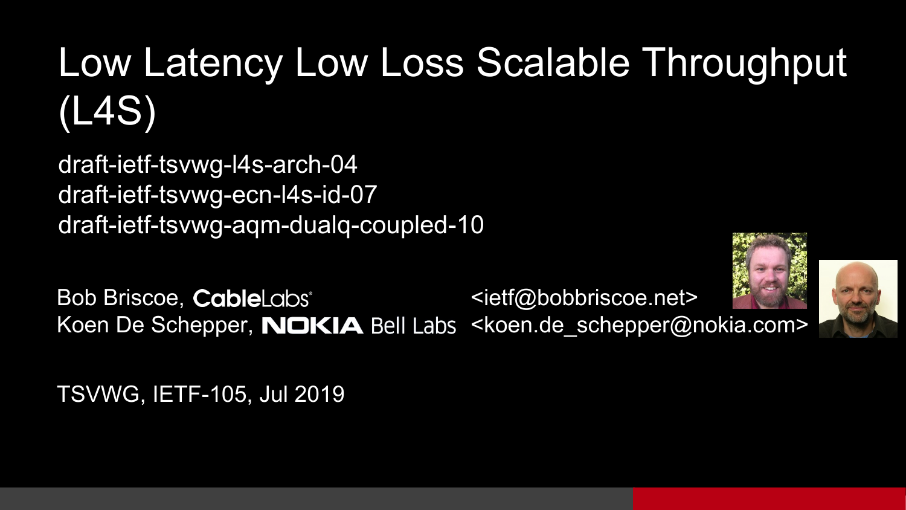# Low Latency Low Loss Scalable Throughput (L4S)

draft-ietf-tsvwg-l4s-arch-04
draft-ietf-tsvwg-ecn-l4s-id-07
draft-ietf-tsvwg-aqm-dualq-coupled-10

Bob Briscoe, CableLabs <ietf@bobbriscoe.net>
Koen De Schepper, NOKIA Bell Labs <koen.de_schepper@nokia.com>

TSVWG, IETF-105, Jul 2019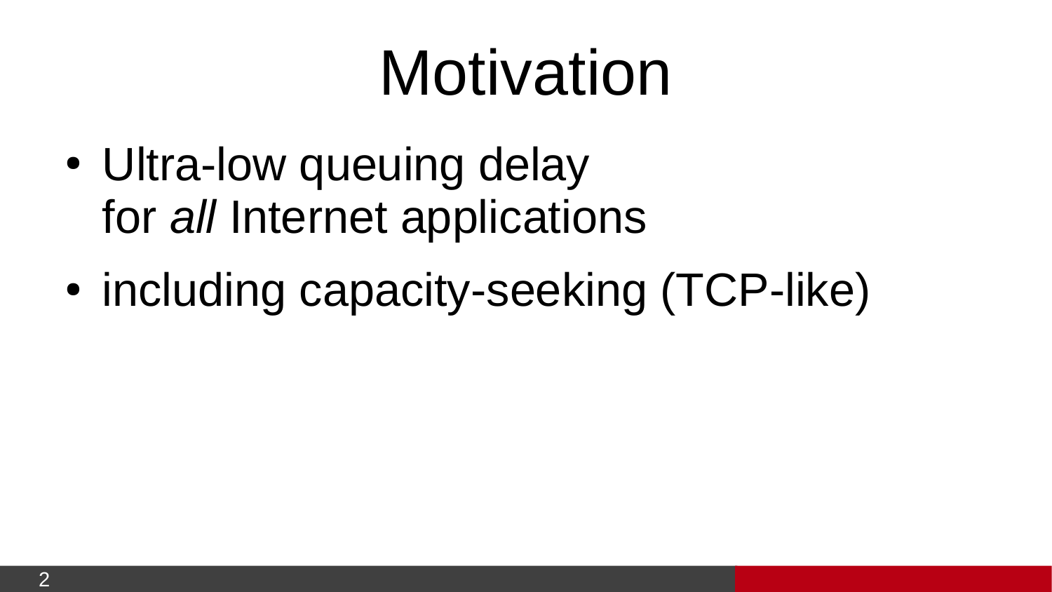# Motivation

- Ultra-low queuing delay
  for *all* Internet applications
- including capacity-seeking (TCP-like)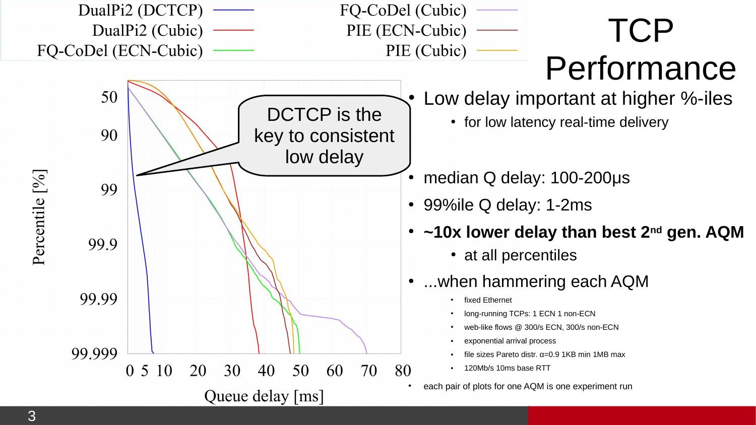# TCP Performance

- Low delay important at higher %-iles
  - for low latency real-time delivery
- median Q delay: 100-200μs
- 99%ile Q delay: 1-2ms
- **~10x lower delay than best 2nd gen. AQM**
  - at all percentiles
- ...when hammering each AQM
  - fixed Ethernet
  - long-running TCPs: 1 ECN 1 non-ECN
  - web-like flows @ 300/s ECN, 300/s non-ECN
  - exponential arrival process
  - file sizes Pareto distr. α=0.9 1KB min 1MB max
  - 120Mb/s 10ms base RTT
- each pair of plots for one AQM is one experiment run

DualPi2 (DCTCP), DualPi2 (Cubic), FQ-CoDel (ECN-Cubic), FQ-CoDel (Cubic), PIE (ECN-Cubic), PIE (Cubic)

DCTCP is the key to consistent low delay

Percentile [%]: 50, 90, 99, 99.9, 99.99, 99.999

Queue delay [ms]: 0, 5, 10, 20, 30, 40, 50, 60, 70, 80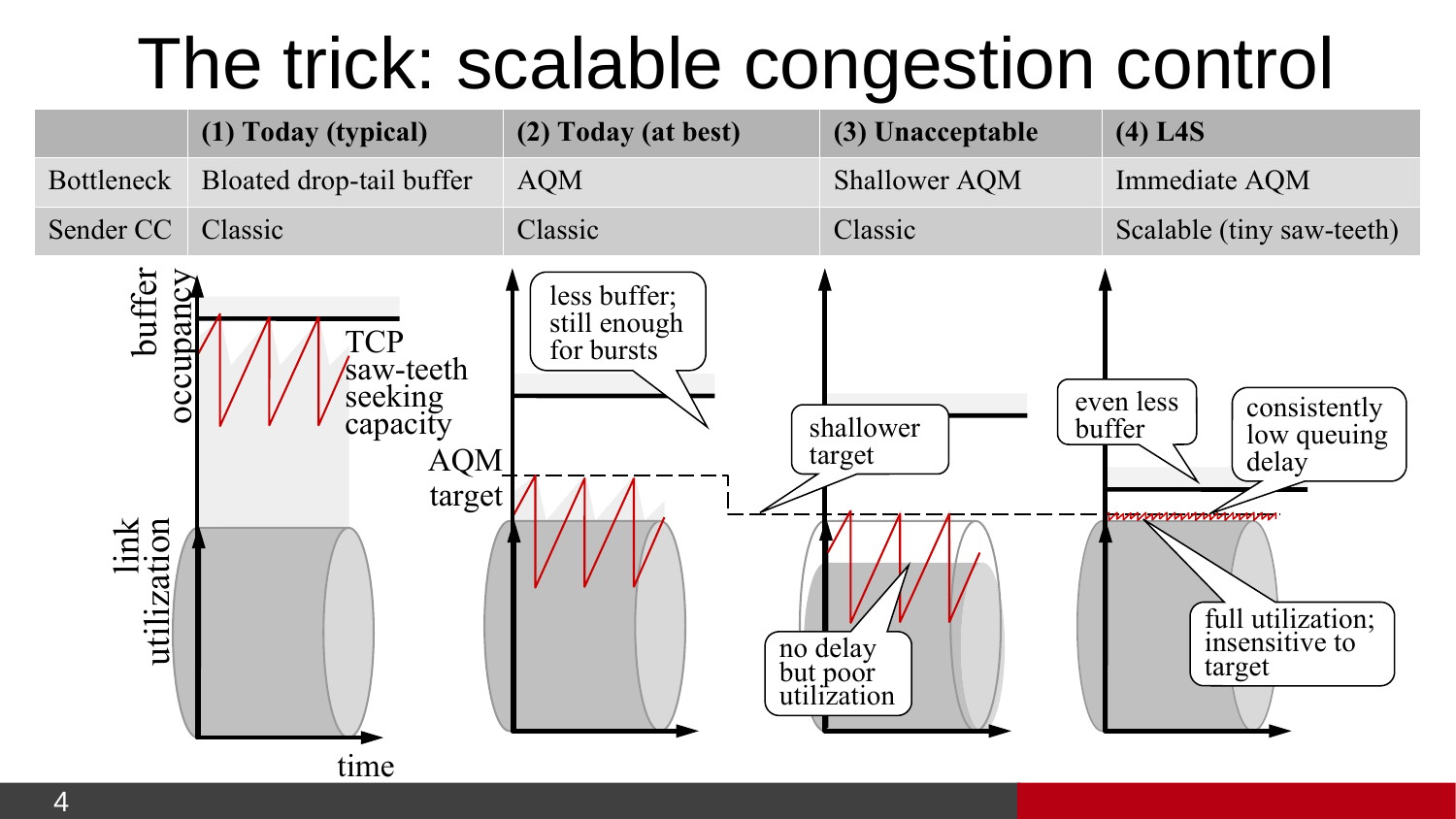# The trick: scalable congestion control

| | (1) Today (typical) | (2) Today (at best) | (3) Unacceptable | (4) L4S |
|---|---|---|---|---|
| Bottleneck | Bloated drop-tail buffer | AQM | Shallower AQM | Immediate AQM |
| Sender CC | Classic | Classic | Classic | Scalable (tiny saw-teeth) |

buffer occupancy

link utilization

time

TCP saw-teeth seeking capacity

AQM target

less buffer; still enough for bursts

shallower target

no delay but poor utilization

even less buffer

consistently low queuing delay

full utilization; insensitive to target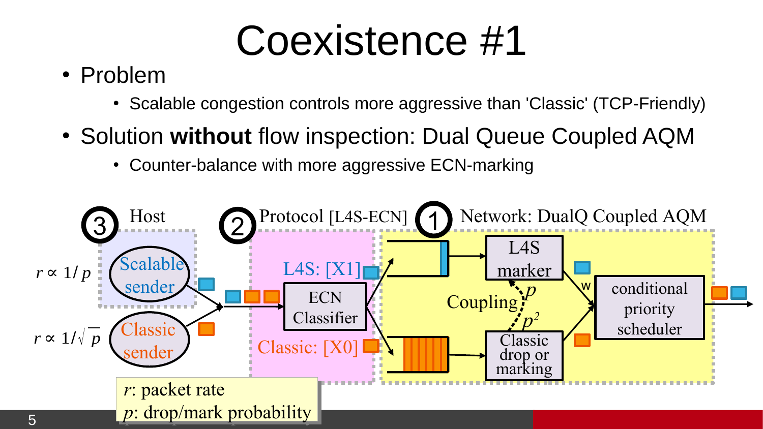# Coexistence #1

- Problem
  - Scalable congestion controls more aggressive than 'Classic' (TCP-Friendly)
- Solution **without** flow inspection: Dual Queue Coupled AQM
  - Counter-balance with more aggressive ECN-marking

③ Host

$r \propto 1/p$ Scalable sender

$r \propto 1/\sqrt{p}$ Classic sender

② Protocol [L4S-ECN]

L4S: [X1]

ECN Classifier

Classic: [X0]

① Network: DualQ Coupled AQM

L4S marker

Coupling $p$ $p^2$

Classic drop or marking

w

conditional priority scheduler

*r*: packet rate
*p*: drop/mark probability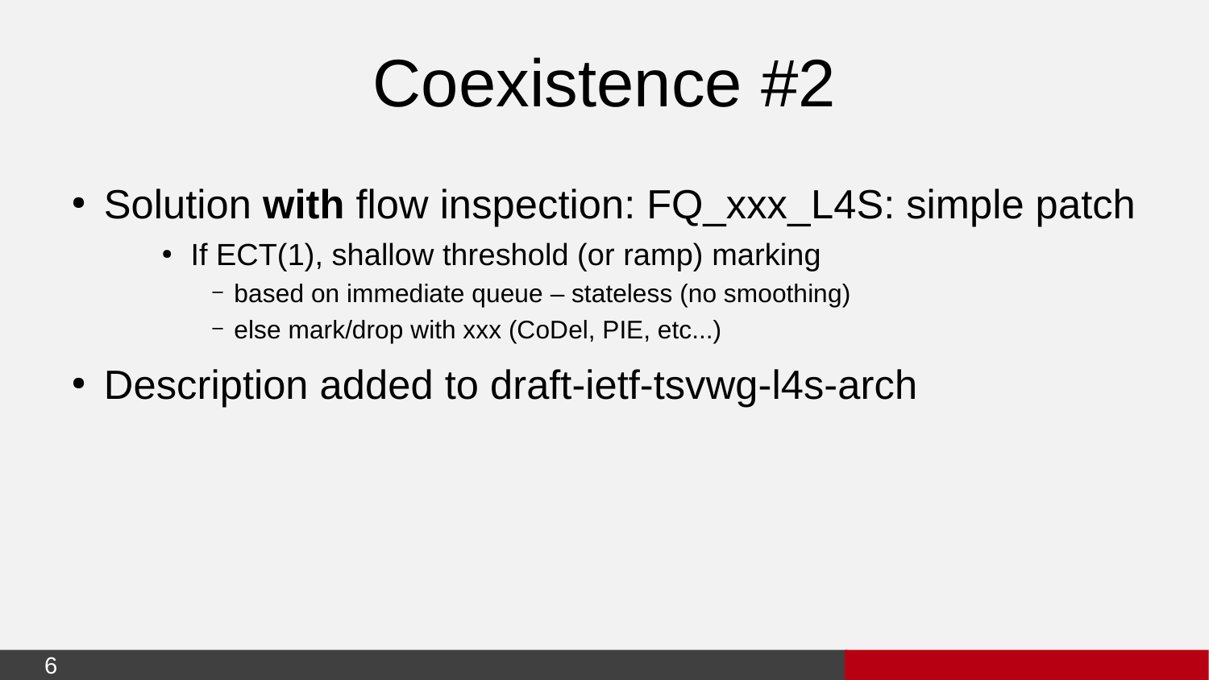# Coexistence #2

- Solution **with** flow inspection: FQ_xxx_L4S: simple patch
  - If ECT(1), shallow threshold (or ramp) marking
    - based on immediate queue – stateless (no smoothing)
    - else mark/drop with xxx (CoDel, PIE, etc...)
- Description added to draft-ietf-tsvwg-l4s-arch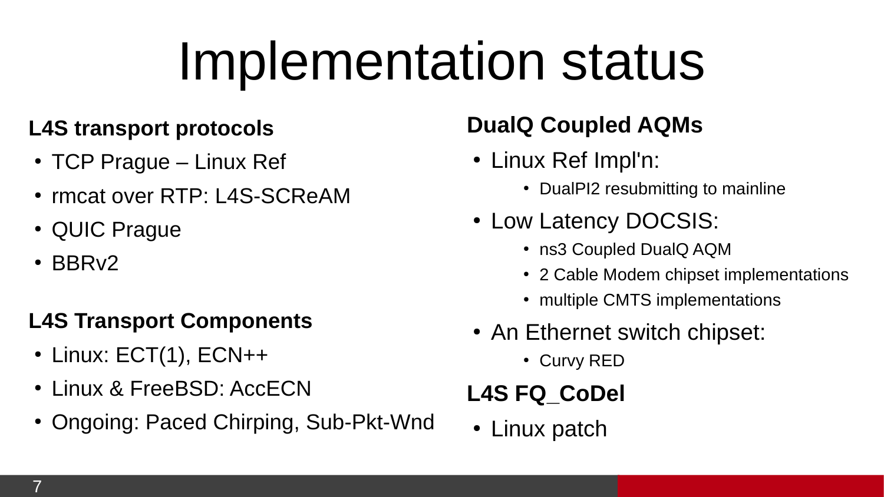# Implementation status

**L4S transport protocols**

- TCP Prague – Linux Ref
- rmcat over RTP: L4S-SCReAM
- QUIC Prague
- BBRv2

**L4S Transport Components**

- Linux: ECT(1), ECN++
- Linux & FreeBSD: AccECN
- Ongoing: Paced Chirping, Sub-Pkt-Wnd

**DualQ Coupled AQMs**

- Linux Ref Impl'n:
  - DualPI2 resubmitting to mainline
- Low Latency DOCSIS:
  - ns3 Coupled DualQ AQM
  - 2 Cable Modem chipset implementations
  - multiple CMTS implementations
- An Ethernet switch chipset:
  - Curvy RED

**L4S FQ_CoDel**

- Linux patch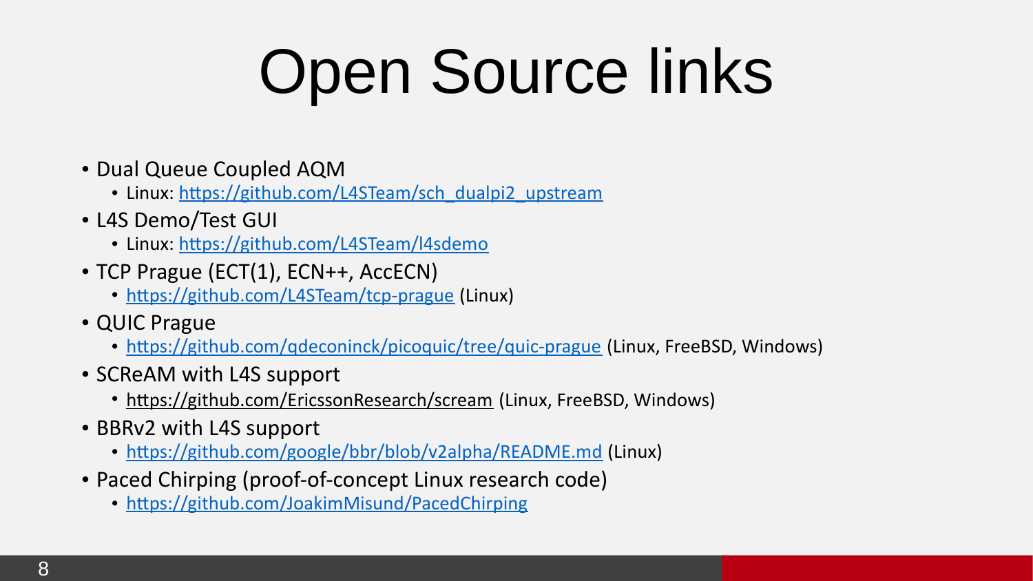# Open Source links

- Dual Queue Coupled AQM
  - Linux: https://github.com/L4STeam/sch_dualpi2_upstream
- L4S Demo/Test GUI
  - Linux: https://github.com/L4STeam/l4sdemo
- TCP Prague (ECT(1), ECN++, AccECN)
  - https://github.com/L4STeam/tcp-prague (Linux)
- QUIC Prague
  - https://github.com/qdeconinck/picoquic/tree/quic-prague (Linux, FreeBSD, Windows)
- SCReAM with L4S support
  - https://github.com/EricssonResearch/scream (Linux, FreeBSD, Windows)
- BBRv2 with L4S support
  - https://github.com/google/bbr/blob/v2alpha/README.md (Linux)
- Paced Chirping (proof-of-concept Linux research code)
  - https://github.com/JoakimMisund/PacedChirping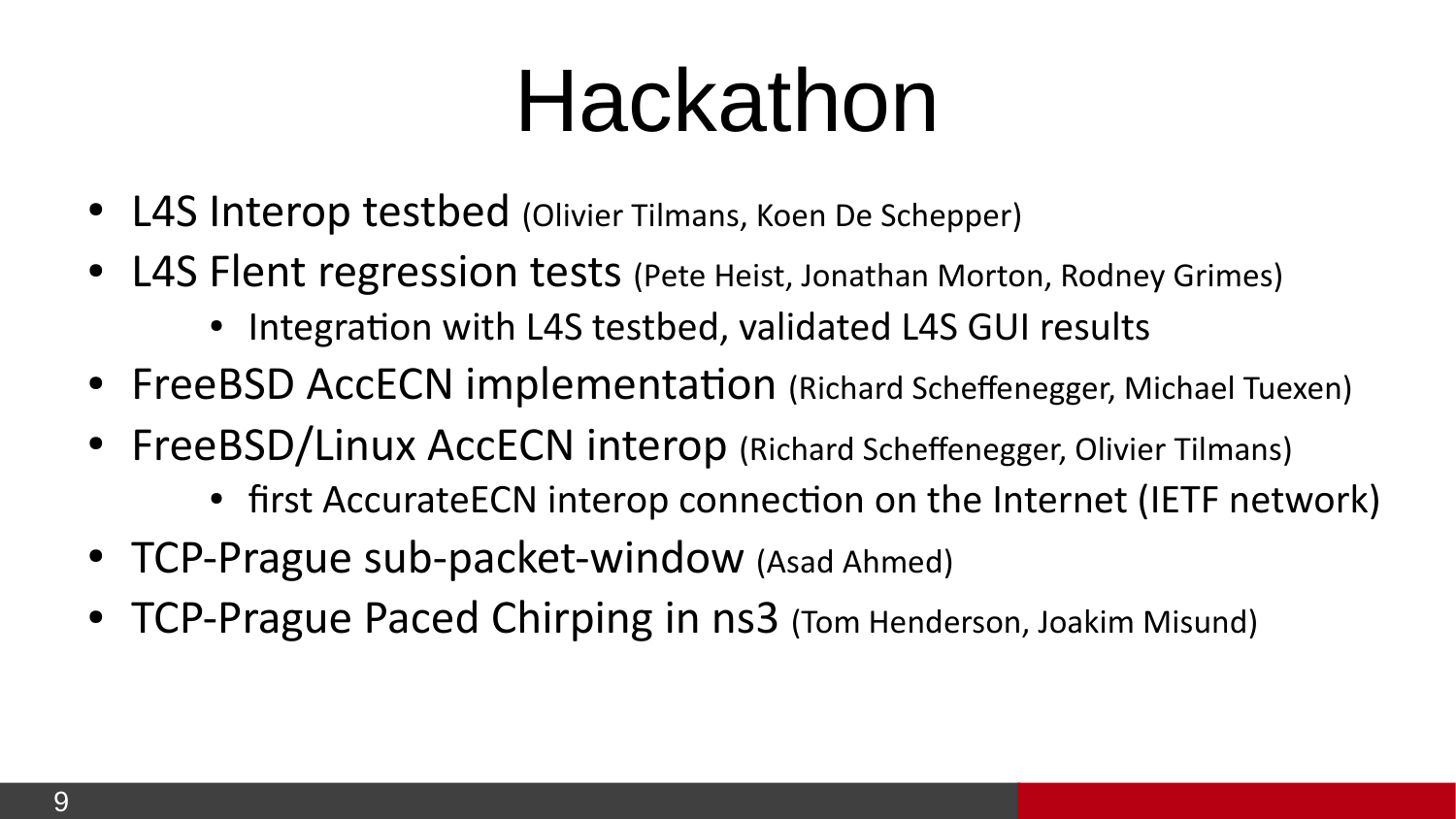# Hackathon

- L4S Interop testbed (Olivier Tilmans, Koen De Schepper)
- L4S Flent regression tests (Pete Heist, Jonathan Morton, Rodney Grimes)
  - Integration with L4S testbed, validated L4S GUI results
- FreeBSD AccECN implementation (Richard Scheffenegger, Michael Tuexen)
- FreeBSD/Linux AccECN interop (Richard Scheffenegger, Olivier Tilmans)
  - first AccurateECN interop connection on the Internet (IETF network)
- TCP-Prague sub-packet-window (Asad Ahmed)
- TCP-Prague Paced Chirping in ns3 (Tom Henderson, Joakim Misund)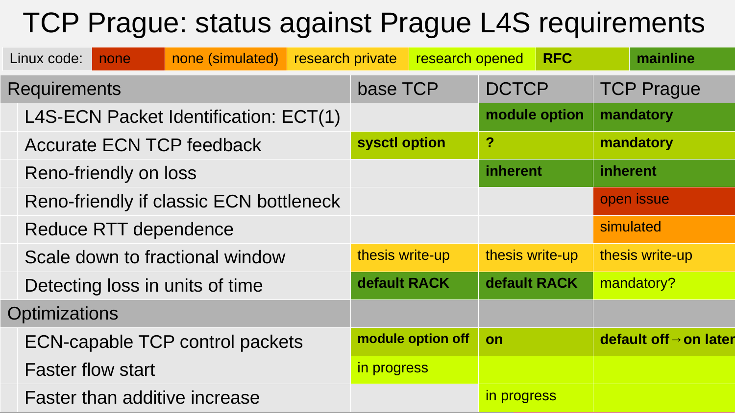# TCP Prague: status against Prague L4S requirements

| Linux code: | none | none (simulated) | research private | research opened | RFC | mainline |
|---|---|---|---|---|---|---|

| Requirements | base TCP | DCTCP | TCP Prague |
|---|---|---|---|
| L4S-ECN Packet Identification: ECT(1) | | **module option** | **mandatory** |
| Accurate ECN TCP feedback | **sysctl option** | **?** | **mandatory** |
| Reno-friendly on loss | | **inherent** | **inherent** |
| Reno-friendly if classic ECN bottleneck | | | open issue |
| Reduce RTT dependence | | | simulated |
| Scale down to fractional window | thesis write-up | thesis write-up | thesis write-up |
| Detecting loss in units of time | **default RACK** | **default RACK** | mandatory? |
| **Optimizations** | | | |
| ECN-capable TCP control packets | **module option off** | **on** | **default off→on later** |
| Faster flow start | in progress | | |
| Faster than additive increase | | in progress | |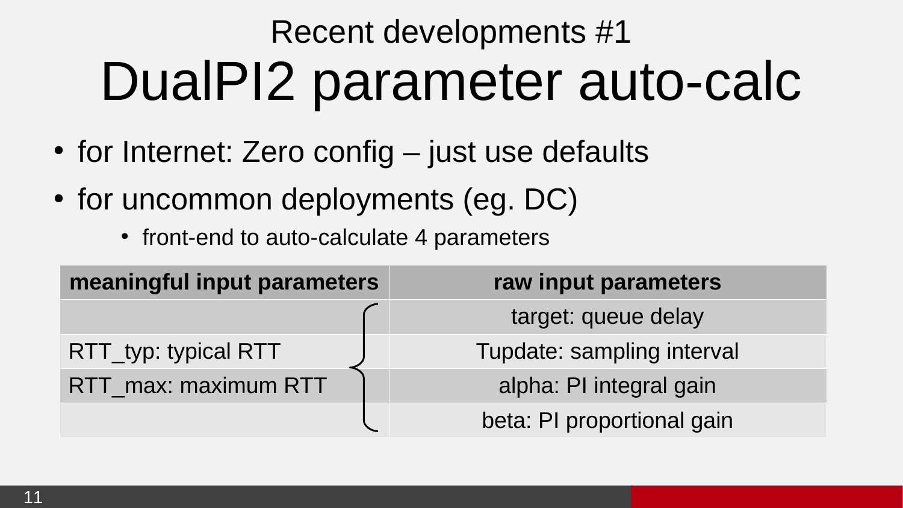## Recent developments #1

# DualPI2 parameter auto-calc

- for Internet: Zero config – just use defaults
- for uncommon deployments (eg. DC)
  - front-end to auto-calculate 4 parameters

| meaningful input parameters | raw input parameters |
|---|---|
| | target: queue delay |
| RTT_typ: typical RTT | Tupdate: sampling interval |
| RTT_max: maximum RTT | alpha: PI integral gain |
| | beta: PI proportional gain |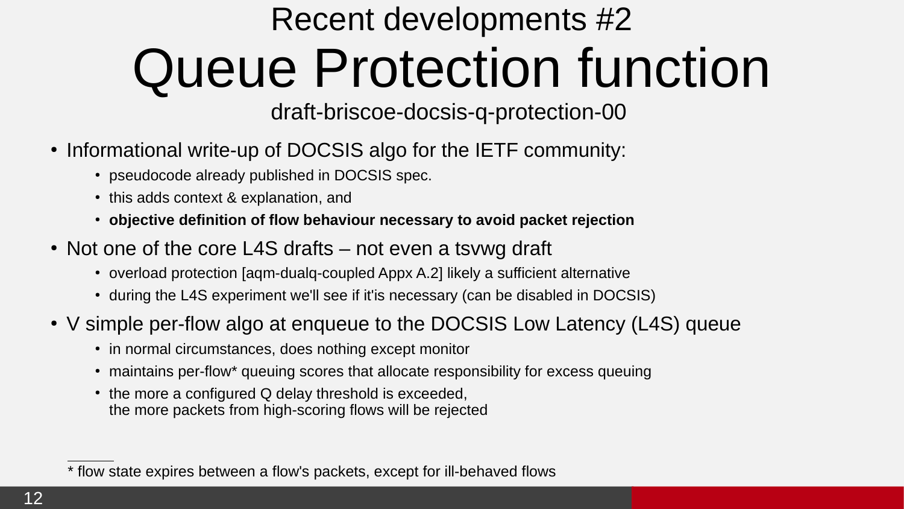## Recent developments #2

# Queue Protection function

draft-briscoe-docsis-q-protection-00

- Informational write-up of DOCSIS algo for the IETF community:
  - pseudocode already published in DOCSIS spec.
  - this adds context & explanation, and
  - **objective definition of flow behaviour necessary to avoid packet rejection**
- Not one of the core L4S drafts – not even a tsvwg draft
  - overload protection [aqm-dualq-coupled Appx A.2] likely a sufficient alternative
  - during the L4S experiment we'll see if it'is necessary (can be disabled in DOCSIS)
- V simple per-flow algo at enqueue to the DOCSIS Low Latency (L4S) queue
  - in normal circumstances, does nothing except monitor
  - maintains per-flow* queuing scores that allocate responsibility for excess queuing
  - the more a configured Q delay threshold is exceeded,
    the more packets from high-scoring flows will be rejected

---

* flow state expires between a flow's packets, except for ill-behaved flows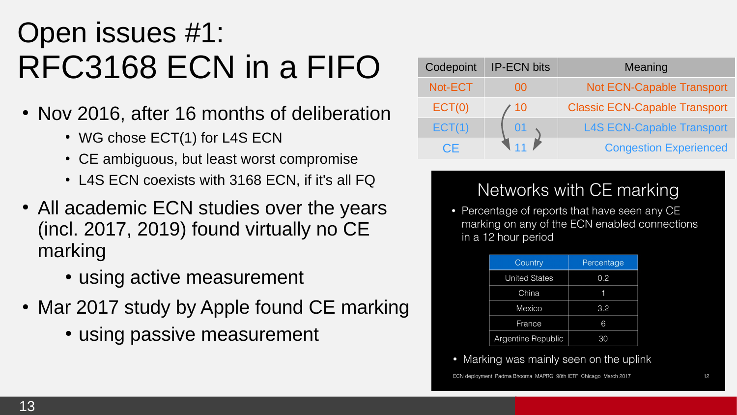# Open issues #1: RFC3168 ECN in a FIFO

- Nov 2016, after 16 months of deliberation
  - WG chose ECT(1) for L4S ECN
  - CE ambiguous, but least worst compromise
  - L4S ECN coexists with 3168 ECN, if it's all FQ
- All academic ECN studies over the years (incl. 2017, 2019) found virtually no CE marking
  - using active measurement
- Mar 2017 study by Apple found CE marking
  - using passive measurement

| Codepoint | IP-ECN bits | Meaning |
| --- | --- | --- |
| Not-ECT | 00 | Not ECN-Capable Transport |
| ECT(0) | 10 | Classic ECN-Capable Transport |
| ECT(1) | 01 | L4S ECN-Capable Transport |
| CE | 11 | Congestion Experienced |

## Networks with CE marking

- Percentage of reports that have seen any CE marking on any of the ECN enabled connections in a 12 hour period

| Country | Percentage |
| --- | --- |
| United States | 0.2 |
| China | 1 |
| Mexico | 3.2 |
| France | 6 |
| Argentine Republic | 30 |

- Marking was mainly seen on the uplink

ECN deployment Padma Bhooma MAPRG 98th IETF Chicago March 2017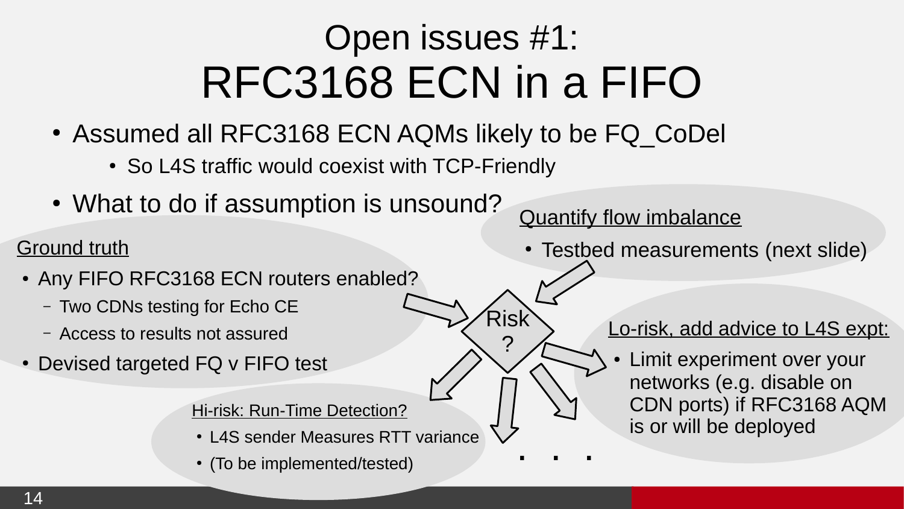# Open issues #1: RFC3168 ECN in a FIFO

- Assumed all RFC3168 ECN AQMs likely to be FQ_CoDel
  - So L4S traffic would coexist with TCP-Friendly
- What to do if assumption is unsound?

**Ground truth**

- Any FIFO RFC3168 ECN routers enabled?
  - Two CDNs testing for Echo CE
  - Access to results not assured
- Devised targeted FQ v FIFO test

**Quantify flow imbalance**

- Testbed measurements (next slide)

Risk ?

**Lo-risk, add advice to L4S expt:**

- Limit experiment over your networks (e.g. disable on CDN ports) if RFC3168 AQM is or will be deployed

**Hi-risk: Run-Time Detection?**

- L4S sender Measures RTT variance
- (To be implemented/tested)

. . .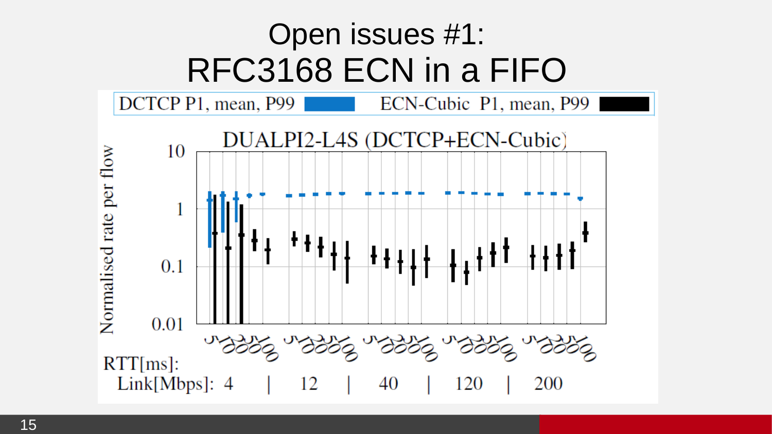# Open issues #1: RFC3168 ECN in a FIFO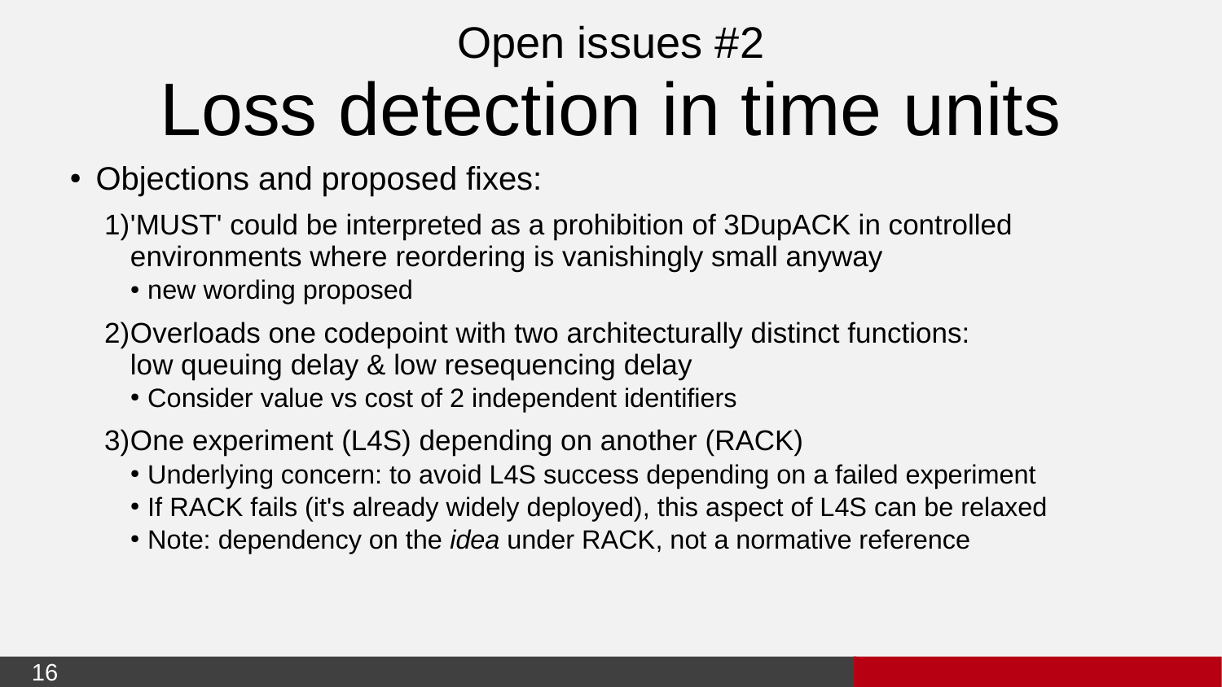## Open issues #2

# Loss detection in time units

- Objections and proposed fixes:
  1. 'MUST' could be interpreted as a prohibition of 3DupACK in controlled environments where reordering is vanishingly small anyway
     - new wording proposed
  2. Overloads one codepoint with two architecturally distinct functions: low queuing delay & low resequencing delay
     - Consider value vs cost of 2 independent identifiers
  3. One experiment (L4S) depending on another (RACK)
     - Underlying concern: to avoid L4S success depending on a failed experiment
     - If RACK fails (it's already widely deployed), this aspect of L4S can be relaxed
     - Note: dependency on the *idea* under RACK, not a normative reference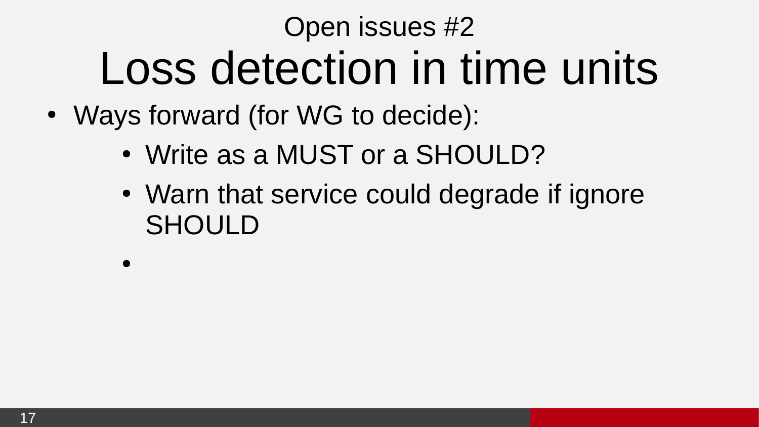## Open issues #2

# Loss detection in time units

- Ways forward (for WG to decide):
    - Write as a MUST or a SHOULD?
    - Warn that service could degrade if ignore SHOULD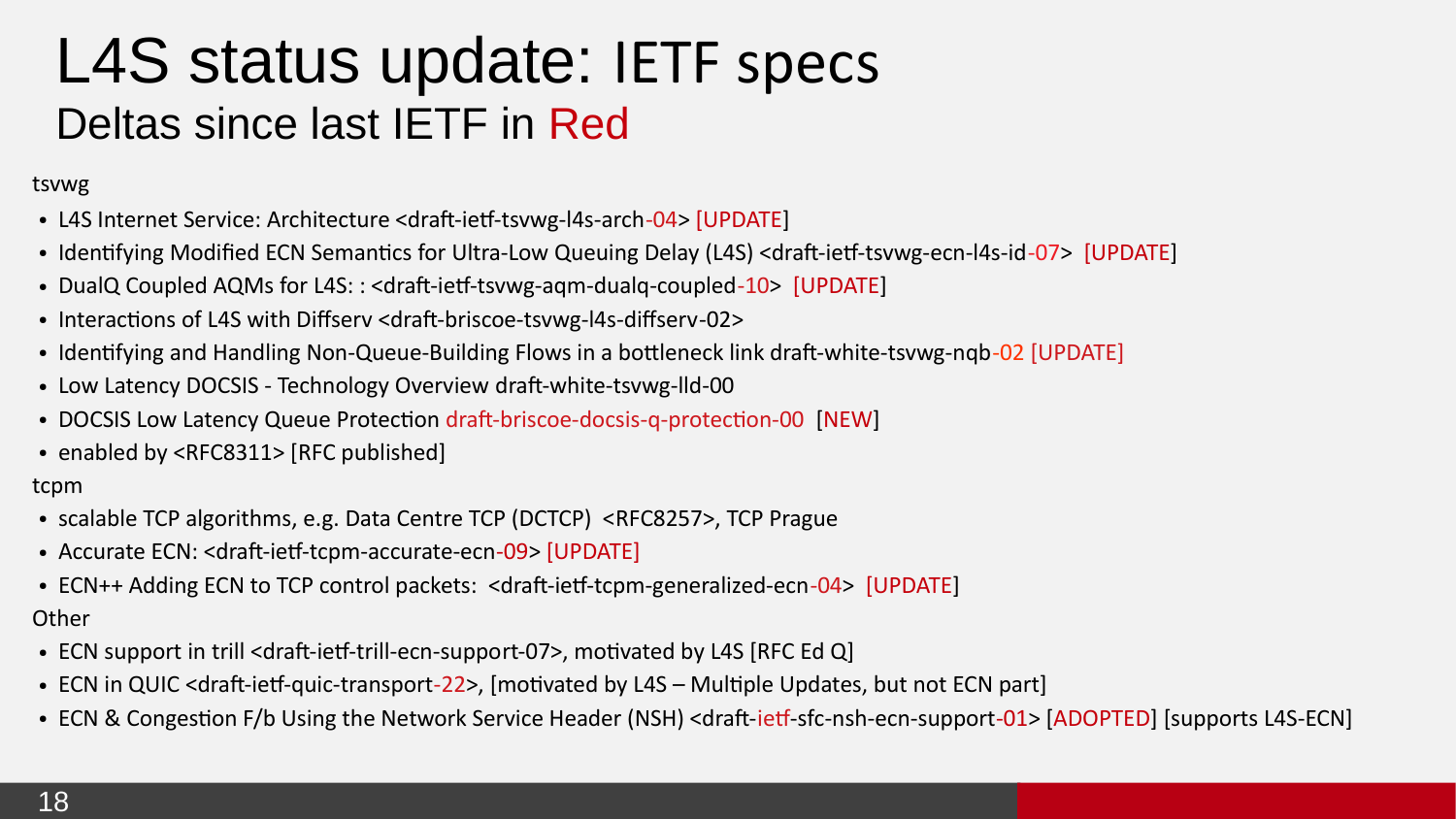# L4S status update: IETF specs

## Deltas since last IETF in Red

tsvwg

- L4S Internet Service: Architecture <draft-ietf-tsvwg-l4s-arch-04> [UPDATE]
- Identifying Modified ECN Semantics for Ultra-Low Queuing Delay (L4S) <draft-ietf-tsvwg-ecn-l4s-id-07> [UPDATE]
- DualQ Coupled AQMs for L4S: : <draft-ietf-tsvwg-aqm-dualq-coupled-10> [UPDATE]
- Interactions of L4S with Diffserv <draft-briscoe-tsvwg-l4s-diffserv-02>
- Identifying and Handling Non-Queue-Building Flows in a bottleneck link draft-white-tsvwg-nqb-02 [UPDATE]
- Low Latency DOCSIS - Technology Overview draft-white-tsvwg-lld-00
- DOCSIS Low Latency Queue Protection draft-briscoe-docsis-q-protection-00 [NEW]
- enabled by <RFC8311> [RFC published]

tcpm

- scalable TCP algorithms, e.g. Data Centre TCP (DCTCP) <RFC8257>, TCP Prague
- Accurate ECN: <draft-ietf-tcpm-accurate-ecn-09> [UPDATE]
- ECN++ Adding ECN to TCP control packets: <draft-ietf-tcpm-generalized-ecn-04> [UPDATE]

Other

- ECN support in trill <draft-ietf-trill-ecn-support-07>, motivated by L4S [RFC Ed Q]
- ECN in QUIC <draft-ietf-quic-transport-22>, [motivated by L4S – Multiple Updates, but not ECN part]
- ECN & Congestion F/b Using the Network Service Header (NSH) <draft-ietf-sfc-nsh-ecn-support-01> [ADOPTED] [supports L4S-ECN]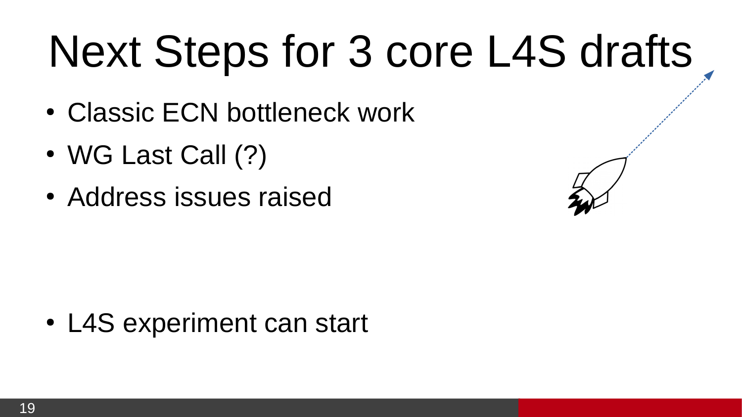# Next Steps for 3 core L4S drafts

- Classic ECN bottleneck work
- WG Last Call (?)
- Address issues raised

- L4S experiment can start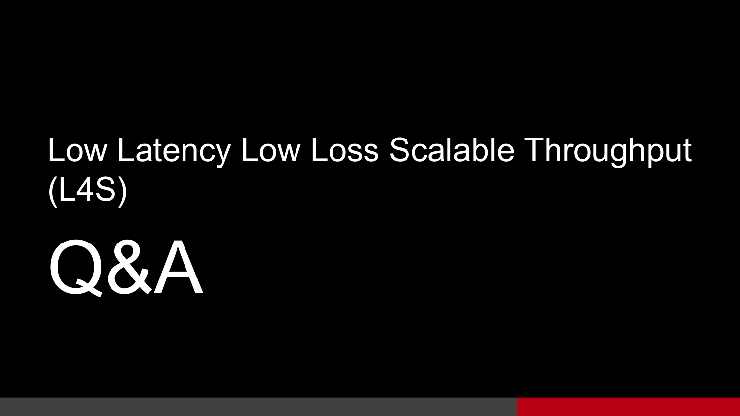## Low Latency Low Loss Scalable Throughput (L4S)

# Q&A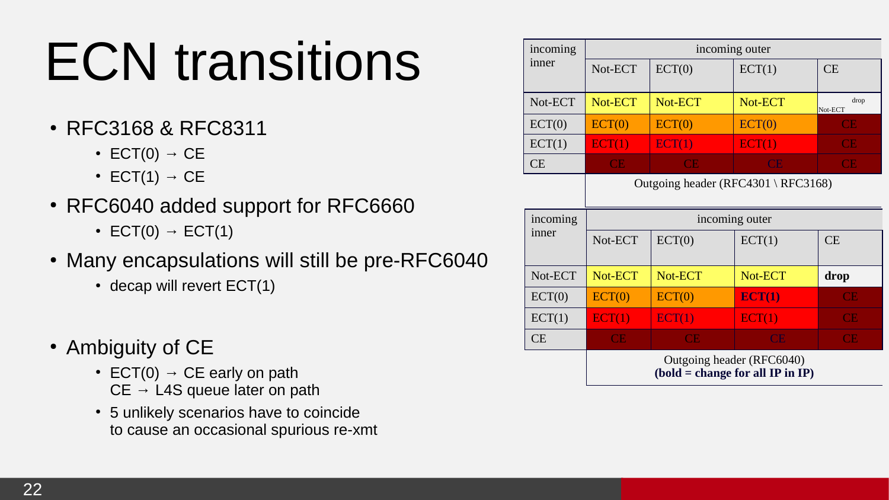# ECN transitions

- RFC3168 & RFC8311
  - ECT(0) → CE
  - ECT(1) → CE
- RFC6040 added support for RFC6660
  - ECT(0) → ECT(1)
- Many encapsulations will still be pre-RFC6040
  - decap will revert ECT(1)
- Ambiguity of CE
  - ECT(0) → CE early on path
    CE → L4S queue later on path
  - 5 unlikely scenarios have to coincide
    to cause an occasional spurious re-xmt

| incoming inner | incoming outer | | | |
|---|---|---|---|---|
| | Not-ECT | ECT(0) | ECT(1) | CE |
| Not-ECT | Not-ECT | Not-ECT | Not-ECT | drop Not-ECT |
| ECT(0) | ECT(0) | ECT(0) | ECT(0) | CE |
| ECT(1) | ECT(1) | ECT(1) | ECT(1) | CE |
| CE | CE | CE | CE | CE |

Outgoing header (RFC4301 \ RFC3168)

| incoming inner | incoming outer | | | |
|---|---|---|---|---|
| | Not-ECT | ECT(0) | ECT(1) | CE |
| Not-ECT | Not-ECT | Not-ECT | Not-ECT | **drop** |
| ECT(0) | ECT(0) | ECT(0) | **ECT(1)** | CE |
| ECT(1) | ECT(1) | ECT(1) | ECT(1) | CE |
| CE | CE | CE | CE | CE |

Outgoing header (RFC6040)
**(bold = change for all IP in IP)**